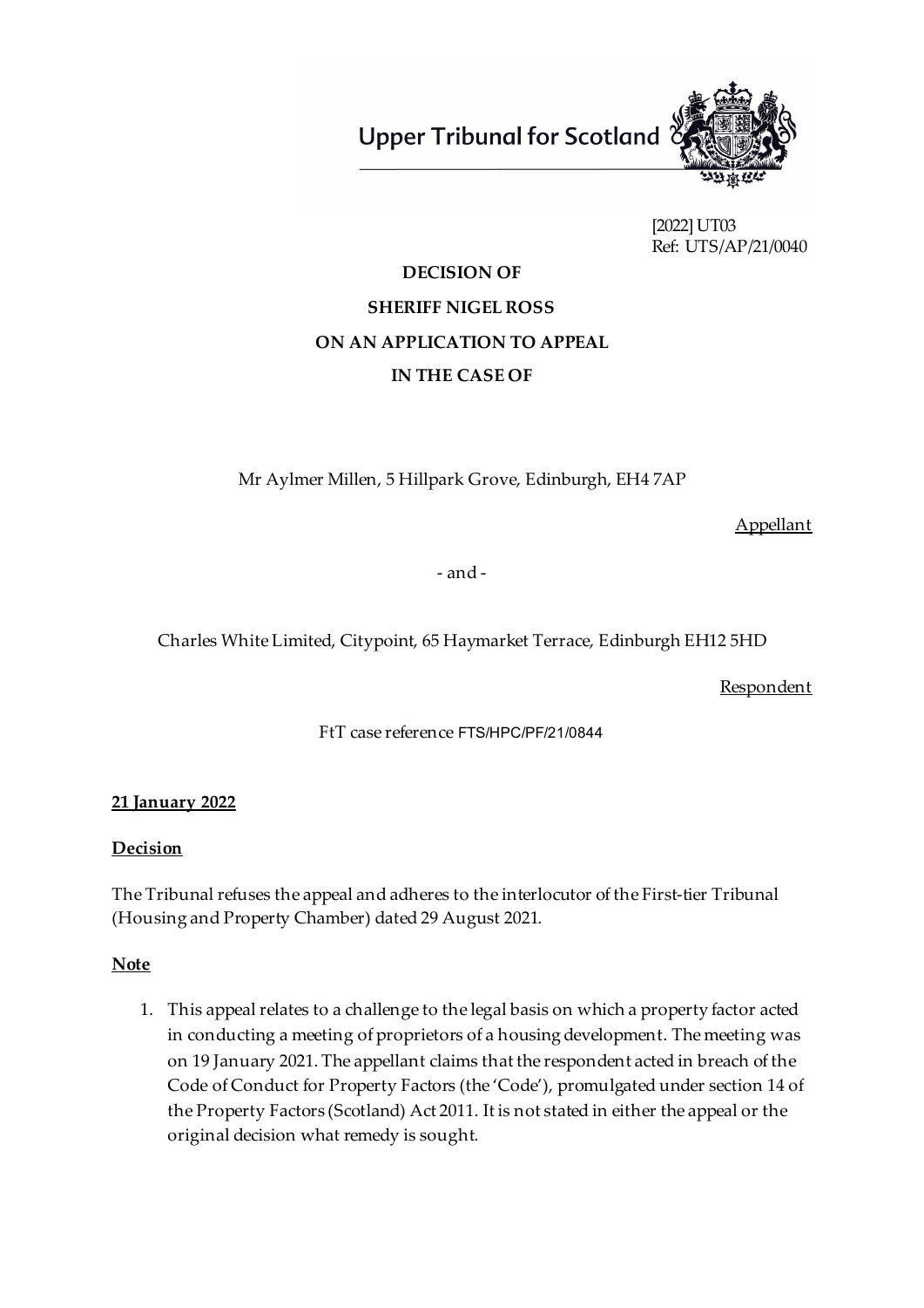Upper Tribunal for Scotland

[2022] UT03
Ref: UTS/AP/21/0040

**DECISION OF**

**SHERIFF NIGEL ROSS**

**ON AN APPLICATION TO APPEAL**

**IN THE CASE OF**

Mr Aylmer Millen, 5 Hillpark Grove, Edinburgh, EH4 7AP

Appellant

- and -

Charles White Limited, Citypoint, 65 Haymarket Terrace, Edinburgh EH12 5HD

Respondent

FtT case reference FTS/HPC/PF/21/0844

**21 January 2022**

**Decision**

The Tribunal refuses the appeal and adheres to the interlocutor of the First-tier Tribunal (Housing and Property Chamber) dated 29 August 2021.

**Note**

1. This appeal relates to a challenge to the legal basis on which a property factor acted in conducting a meeting of proprietors of a housing development. The meeting was on 19 January 2021. The appellant claims that the respondent acted in breach of the Code of Conduct for Property Factors (the 'Code'), promulgated under section 14 of the Property Factors (Scotland) Act 2011. It is not stated in either the appeal or the original decision what remedy is sought.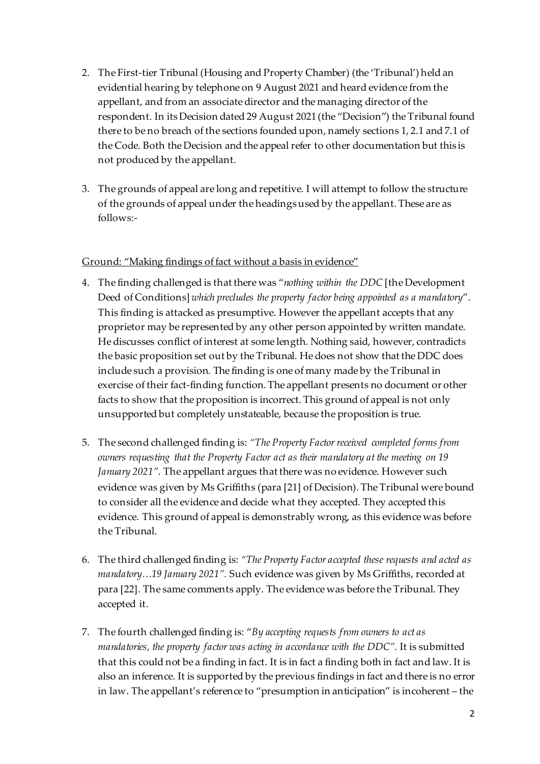2. The First-tier Tribunal (Housing and Property Chamber) (the 'Tribunal') held an evidential hearing by telephone on 9 August 2021 and heard evidence from the appellant, and from an associate director and the managing director of the respondent. In its Decision dated 29 August 2021 (the "Decision") the Tribunal found there to be no breach of the sections founded upon, namely sections 1, 2.1 and 7.1 of the Code. Both the Decision and the appeal refer to other documentation but this is not produced by the appellant.

3. The grounds of appeal are long and repetitive. I will attempt to follow the structure of the grounds of appeal under the headings used by the appellant. These are as follows:-

<u>Ground: "Making findings of fact without a basis in evidence"</u>

4. The finding challenged is that there was "*nothing within the DDC* [the Development Deed of Conditions] *which precludes the property factor being appointed as a mandatory*". This finding is attacked as presumptive. However the appellant accepts that any proprietor may be represented by any other person appointed by written mandate. He discusses conflict of interest at some length. Nothing said, however, contradicts the basic proposition set out by the Tribunal. He does not show that the DDC does include such a provision. The finding is one of many made by the Tribunal in exercise of their fact-finding function. The appellant presents no document or other facts to show that the proposition is incorrect. This ground of appeal is not only unsupported but completely unstateable, because the proposition is true.

5. The second challenged finding is: *"The Property Factor received completed forms from owners requesting that the Property Factor act as their mandatory at the meeting on 19 January 2021"*. The appellant argues that there was no evidence. However such evidence was given by Ms Griffiths (para [21] of Decision). The Tribunal were bound to consider all the evidence and decide what they accepted. They accepted this evidence. This ground of appeal is demonstrably wrong, as this evidence was before the Tribunal.

6. The third challenged finding is: *"The Property Factor accepted these requests and acted as mandatory…19 January 2021"*. Such evidence was given by Ms Griffiths, recorded at para [22]. The same comments apply. The evidence was before the Tribunal. They accepted it.

7. The fourth challenged finding is: "*By accepting requests from owners to act as mandatories, the property factor was acting in accordance with the DDC*". It is submitted that this could not be a finding in fact. It is in fact a finding both in fact and law. It is also an inference. It is supported by the previous findings in fact and there is no error in law. The appellant's reference to "presumption in anticipation" is incoherent – the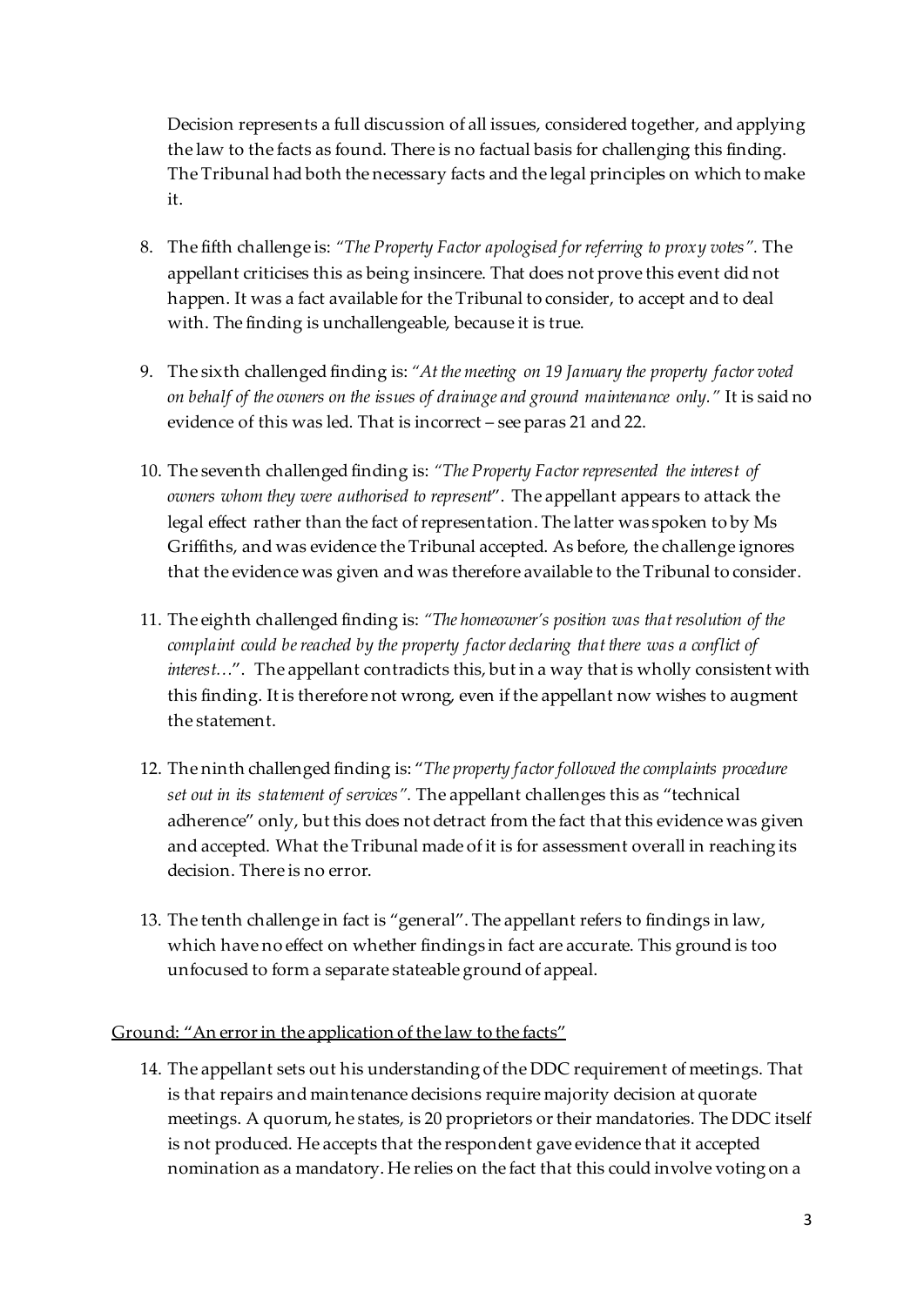Decision represents a full discussion of all issues, considered together, and applying the law to the facts as found. There is no factual basis for challenging this finding. The Tribunal had both the necessary facts and the legal principles on which to make it.

8. The fifth challenge is: *"The Property Factor apologised for referring to proxy votes".* The appellant criticises this as being insincere. That does not prove this event did not happen. It was a fact available for the Tribunal to consider, to accept and to deal with. The finding is unchallengeable, because it is true.

9. The sixth challenged finding is: *"At the meeting on 19 January the property factor voted on behalf of the owners on the issues of drainage and ground maintenance only."* It is said no evidence of this was led. That is incorrect – see paras 21 and 22.

10. The seventh challenged finding is: *"The Property Factor represented the interest of owners whom they were authorised to represent*". The appellant appears to attack the legal effect rather than the fact of representation. The latter was spoken to by Ms Griffiths, and was evidence the Tribunal accepted. As before, the challenge ignores that the evidence was given and was therefore available to the Tribunal to consider.

11. The eighth challenged finding is: *"The homeowner's position was that resolution of the complaint could be reached by the property factor declaring that there was a conflict of interest…*". The appellant contradicts this, but in a way that is wholly consistent with this finding. It is therefore not wrong, even if the appellant now wishes to augment the statement.

12. The ninth challenged finding is: "*The property factor followed the complaints procedure set out in its statement of services".* The appellant challenges this as "technical adherence" only, but this does not detract from the fact that this evidence was given and accepted. What the Tribunal made of it is for assessment overall in reaching its decision. There is no error.

13. The tenth challenge in fact is "general". The appellant refers to findings in law, which have no effect on whether findings in fact are accurate. This ground is too unfocused to form a separate stateable ground of appeal.

Ground: "An error in the application of the law to the facts"

14. The appellant sets out his understanding of the DDC requirement of meetings. That is that repairs and maintenance decisions require majority decision at quorate meetings. A quorum, he states, is 20 proprietors or their mandatories. The DDC itself is not produced. He accepts that the respondent gave evidence that it accepted nomination as a mandatory. He relies on the fact that this could involve voting on a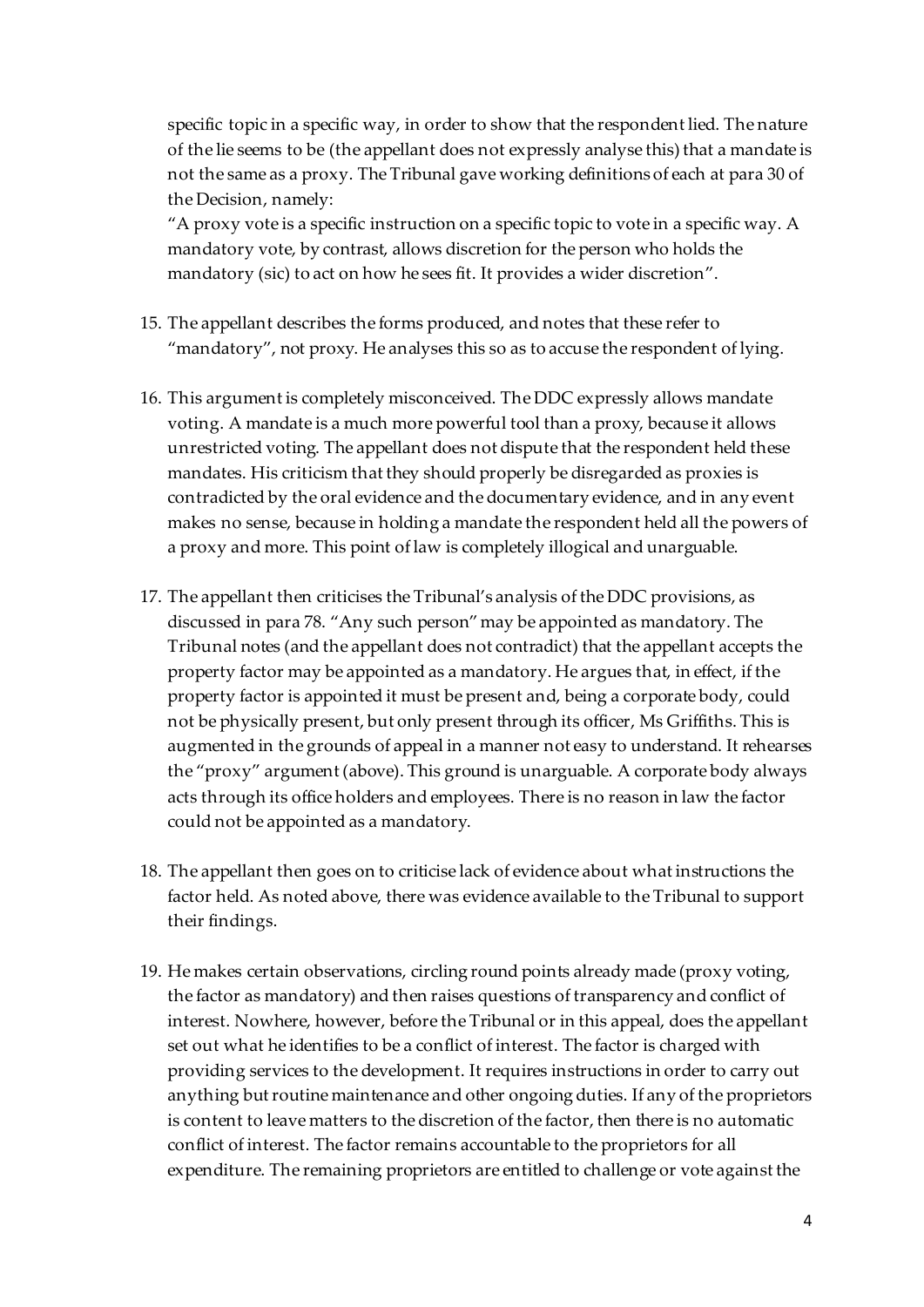specific topic in a specific way, in order to show that the respondent lied. The nature of the lie seems to be (the appellant does not expressly analyse this) that a mandate is not the same as a proxy. The Tribunal gave working definitions of each at para 30 of the Decision, namely:

"A proxy vote is a specific instruction on a specific topic to vote in a specific way. A mandatory vote, by contrast, allows discretion for the person who holds the mandatory (sic) to act on how he sees fit. It provides a wider discretion".

15. The appellant describes the forms produced, and notes that these refer to "mandatory", not proxy. He analyses this so as to accuse the respondent of lying.

16. This argument is completely misconceived. The DDC expressly allows mandate voting. A mandate is a much more powerful tool than a proxy, because it allows unrestricted voting. The appellant does not dispute that the respondent held these mandates. His criticism that they should properly be disregarded as proxies is contradicted by the oral evidence and the documentary evidence, and in any event makes no sense, because in holding a mandate the respondent held all the powers of a proxy and more. This point of law is completely illogical and unarguable.

17. The appellant then criticises the Tribunal's analysis of the DDC provisions, as discussed in para 78. "Any such person" may be appointed as mandatory. The Tribunal notes (and the appellant does not contradict) that the appellant accepts the property factor may be appointed as a mandatory. He argues that, in effect, if the property factor is appointed it must be present and, being a corporate body, could not be physically present, but only present through its officer, Ms Griffiths. This is augmented in the grounds of appeal in a manner not easy to understand. It rehearses the "proxy" argument (above). This ground is unarguable. A corporate body always acts through its office holders and employees. There is no reason in law the factor could not be appointed as a mandatory.

18. The appellant then goes on to criticise lack of evidence about what instructions the factor held. As noted above, there was evidence available to the Tribunal to support their findings.

19. He makes certain observations, circling round points already made (proxy voting, the factor as mandatory) and then raises questions of transparency and conflict of interest. Nowhere, however, before the Tribunal or in this appeal, does the appellant set out what he identifies to be a conflict of interest. The factor is charged with providing services to the development. It requires instructions in order to carry out anything but routine maintenance and other ongoing duties. If any of the proprietors is content to leave matters to the discretion of the factor, then there is no automatic conflict of interest. The factor remains accountable to the proprietors for all expenditure. The remaining proprietors are entitled to challenge or vote against the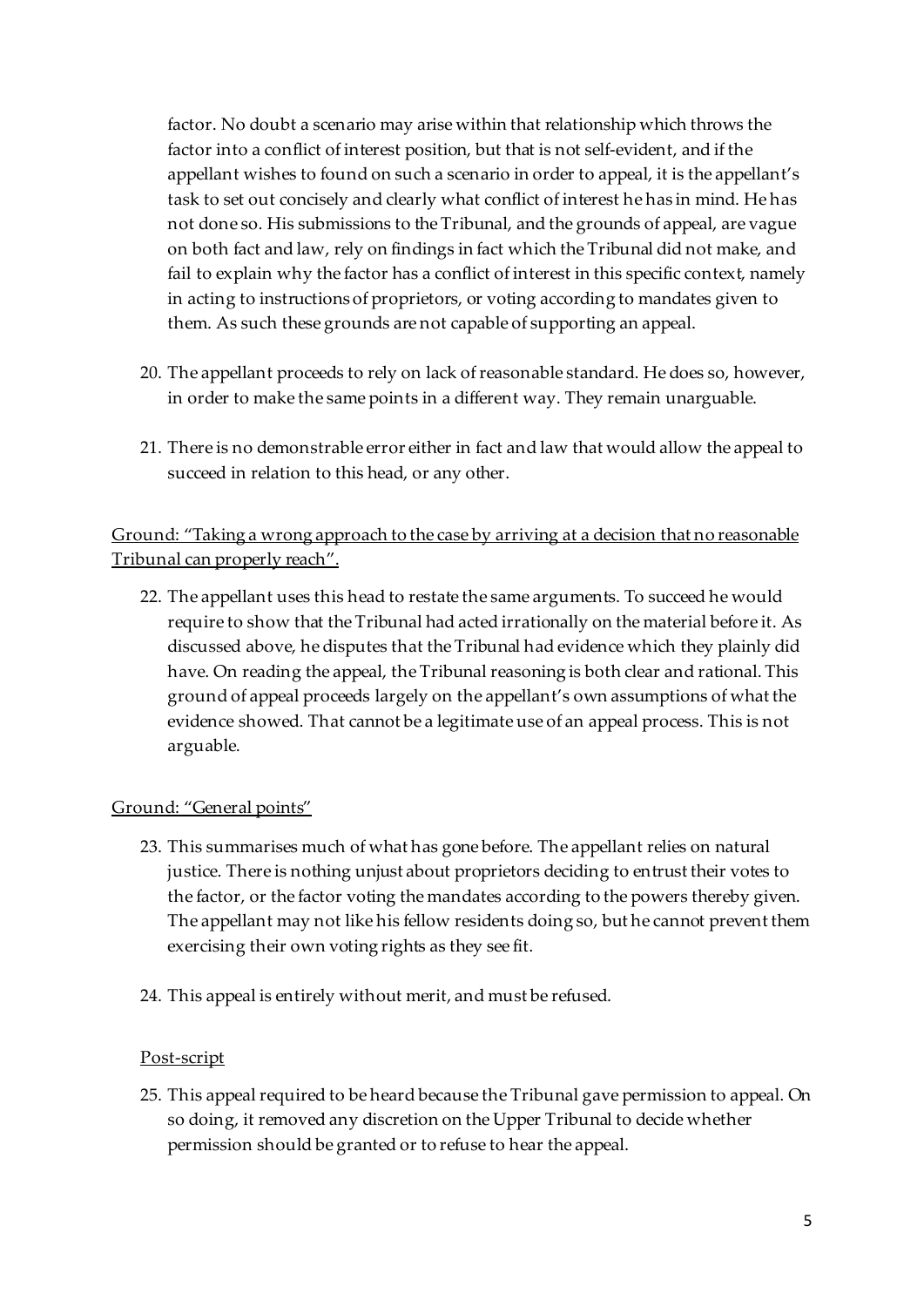factor. No doubt a scenario may arise within that relationship which throws the factor into a conflict of interest position, but that is not self-evident, and if the appellant wishes to found on such a scenario in order to appeal, it is the appellant's task to set out concisely and clearly what conflict of interest he has in mind. He has not done so. His submissions to the Tribunal, and the grounds of appeal, are vague on both fact and law, rely on findings in fact which the Tribunal did not make, and fail to explain why the factor has a conflict of interest in this specific context, namely in acting to instructions of proprietors, or voting according to mandates given to them. As such these grounds are not capable of supporting an appeal.

20. The appellant proceeds to rely on lack of reasonable standard. He does so, however, in order to make the same points in a different way. They remain unarguable.

21. There is no demonstrable error either in fact and law that would allow the appeal to succeed in relation to this head, or any other.

<u>Ground: "Taking a wrong approach to the case by arriving at a decision that no reasonable Tribunal can properly reach".</u>

22. The appellant uses this head to restate the same arguments. To succeed he would require to show that the Tribunal had acted irrationally on the material before it. As discussed above, he disputes that the Tribunal had evidence which they plainly did have. On reading the appeal, the Tribunal reasoning is both clear and rational. This ground of appeal proceeds largely on the appellant's own assumptions of what the evidence showed. That cannot be a legitimate use of an appeal process. This is not arguable.

<u>Ground: "General points"</u>

23. This summarises much of what has gone before. The appellant relies on natural justice. There is nothing unjust about proprietors deciding to entrust their votes to the factor, or the factor voting the mandates according to the powers thereby given. The appellant may not like his fellow residents doing so, but he cannot prevent them exercising their own voting rights as they see fit.

24. This appeal is entirely without merit, and must be refused.

<u>Post-script</u>

25. This appeal required to be heard because the Tribunal gave permission to appeal. On so doing, it removed any discretion on the Upper Tribunal to decide whether permission should be granted or to refuse to hear the appeal.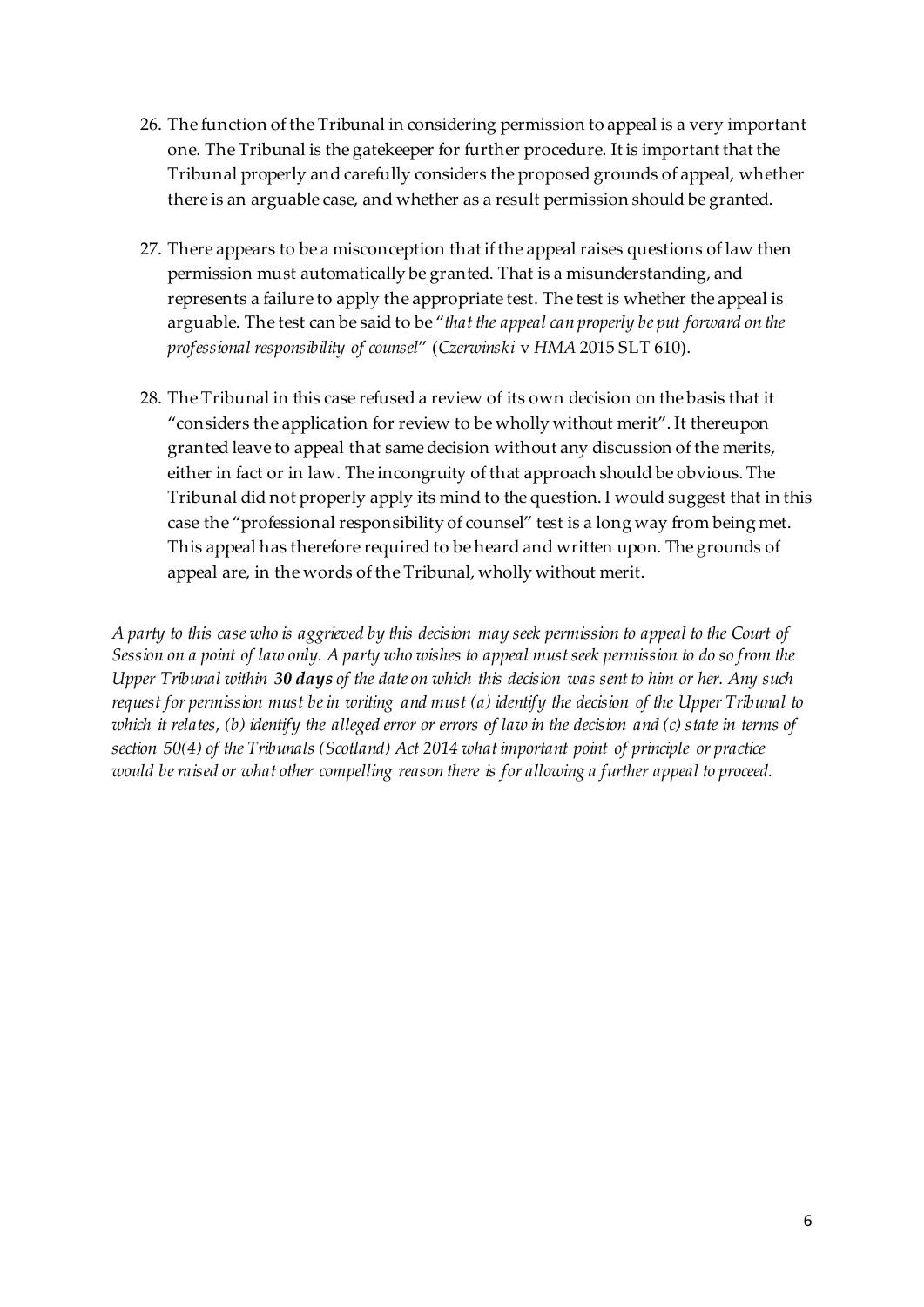26. The function of the Tribunal in considering permission to appeal is a very important one. The Tribunal is the gatekeeper for further procedure. It is important that the Tribunal properly and carefully considers the proposed grounds of appeal, whether there is an arguable case, and whether as a result permission should be granted.

27. There appears to be a misconception that if the appeal raises questions of law then permission must automatically be granted. That is a misunderstanding, and represents a failure to apply the appropriate test. The test is whether the appeal is arguable. The test can be said to be "*that the appeal can properly be put forward on the professional responsibility of counsel*" (*Czerwinski* v *HMA* 2015 SLT 610).

28. The Tribunal in this case refused a review of its own decision on the basis that it "considers the application for review to be wholly without merit". It thereupon granted leave to appeal that same decision without any discussion of the merits, either in fact or in law. The incongruity of that approach should be obvious. The Tribunal did not properly apply its mind to the question. I would suggest that in this case the "professional responsibility of counsel" test is a long way from being met. This appeal has therefore required to be heard and written upon. The grounds of appeal are, in the words of the Tribunal, wholly without merit.

*A party to this case who is aggrieved by this decision may seek permission to appeal to the Court of Session on a point of law only. A party who wishes to appeal must seek permission to do so from the Upper Tribunal within **30 days** of the date on which this decision was sent to him or her. Any such request for permission must be in writing and must (a) identify the decision of the Upper Tribunal to which it relates, (b) identify the alleged error or errors of law in the decision and (c) state in terms of section 50(4) of the Tribunals (Scotland) Act 2014 what important point of principle or practice would be raised or what other compelling reason there is for allowing a further appeal to proceed.*